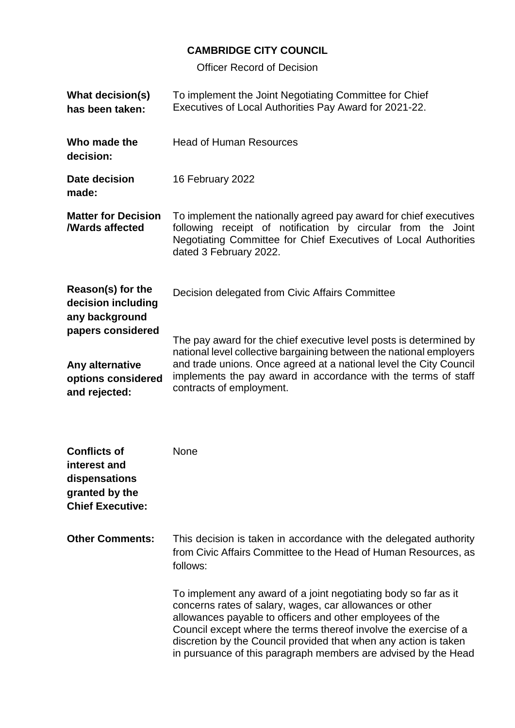**CAMBRIDGE CITY COUNCIL**

Officer Record of Decision

| | |
|---|---|
| **What decision(s) has been taken:** | To implement the Joint Negotiating Committee for Chief Executives of Local Authorities Pay Award for 2021-22. |
| **Who made the decision:** | Head of Human Resources |
| **Date decision made:** | 16 February 2022 |
| **Matter for Decision /Wards affected** | To implement the nationally agreed pay award for chief executives following receipt of notification by circular from the Joint Negotiating Committee for Chief Executives of Local Authorities dated 3 February 2022. |
| **Reason(s) for the decision including any background papers considered** | Decision delegated from Civic Affairs Committee |
| **Any alternative options considered and rejected:** | The pay award for the chief executive level posts is determined by national level collective bargaining between the national employers and trade unions. Once agreed at a national level the City Council implements the pay award in accordance with the terms of staff contracts of employment. |
| **Conflicts of interest and dispensations granted by the Chief Executive:** | None |
| **Other Comments:** | This decision is taken in accordance with the delegated authority from Civic Affairs Committee to the Head of Human Resources, as follows:<br><br>To implement any award of a joint negotiating body so far as it concerns rates of salary, wages, car allowances or other allowances payable to officers and other employees of the Council except where the terms thereof involve the exercise of a discretion by the Council provided that when any action is taken in pursuance of this paragraph members are advised by the Head |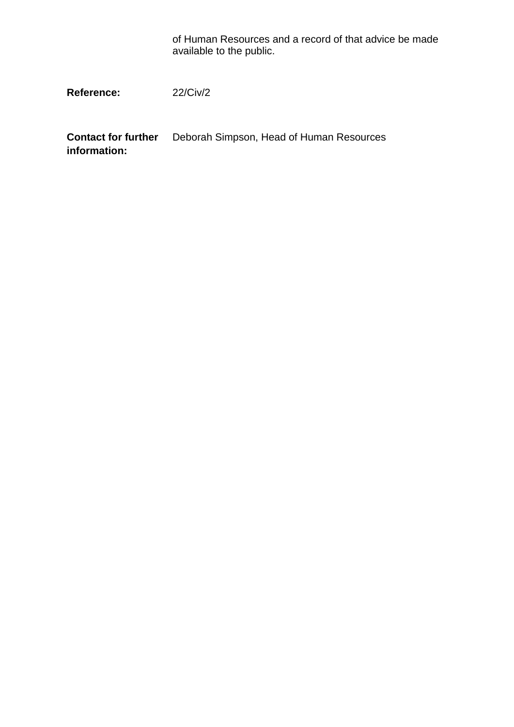of Human Resources and a record of that advice be made available to the public.

| | |
|---|---|
| **Reference:** | 22/Civ/2 |
| **Contact for further information:** | Deborah Simpson, Head of Human Resources |